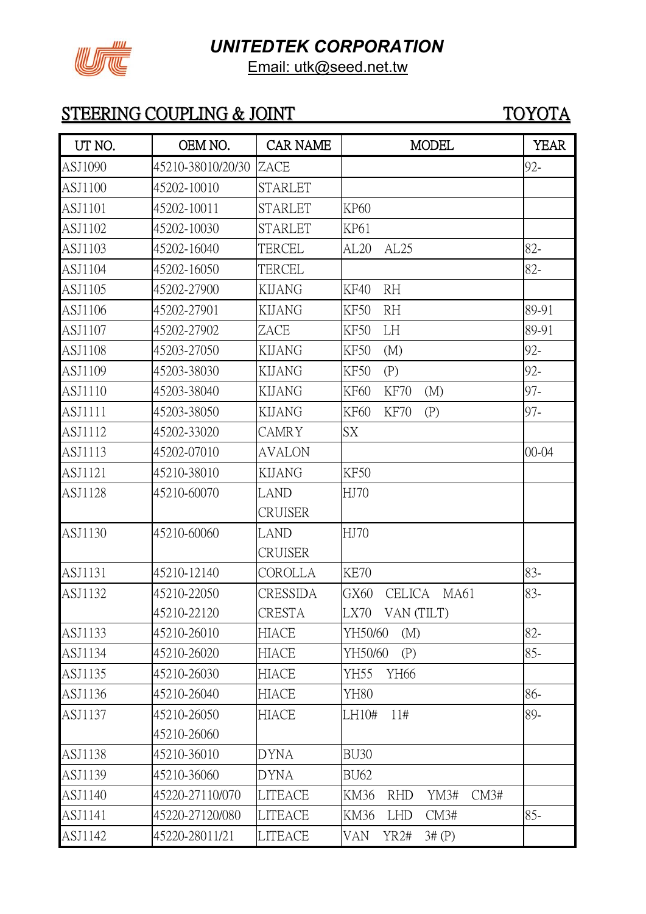# UNITEDTEK CORPORATION

Email: utk@seed.net.tw

## STEERING COUPLING & JOINT — TOYOTA

| UT NO. | OEM NO. | CAR NAME | MODEL | YEAR |
|---|---|---|---|---|
| ASJ1090 | 45210-38010/20/30 | ZACE | | 92- |
| ASJ1100 | 45202-10010 | STARLET | | |
| ASJ1101 | 45202-10011 | STARLET | KP60 | |
| ASJ1102 | 45202-10030 | STARLET | KP61 | |
| ASJ1103 | 45202-16040 | TERCEL | AL20 AL25 | 82- |
| ASJ1104 | 45202-16050 | TERCEL | | 82- |
| ASJ1105 | 45202-27900 | KIJANG | KF40 RH | |
| ASJ1106 | 45202-27901 | KIJANG | KF50 RH | 89-91 |
| ASJ1107 | 45202-27902 | ZACE | KF50 LH | 89-91 |
| ASJ1108 | 45203-27050 | KIJANG | KF50 (M) | 92- |
| ASJ1109 | 45203-38030 | KIJANG | KF50 (P) | 92- |
| ASJ1110 | 45203-38040 | KIJANG | KF60 KF70 (M) | 97- |
| ASJ1111 | 45203-38050 | KIJANG | KF60 KF70 (P) | 97- |
| ASJ1112 | 45202-33020 | CAMRY | SX | |
| ASJ1113 | 45202-07010 | AVALON | | 00-04 |
| ASJ1121 | 45210-38010 | KIJANG | KF50 | |
| ASJ1128 | 45210-60070 | LAND CRUISER | HJ70 | |
| ASJ1130 | 45210-60060 | LAND CRUISER | HJ70 | |
| ASJ1131 | 45210-12140 | COROLLA | KE70 | 83- |
| ASJ1132 | 45210-22050 45210-22120 | CRESSIDA CRESTA | GX60 CELICA MA61 LX70 VAN (TILT) | 83- |
| ASJ1133 | 45210-26010 | HIACE | YH50/60 (M) | 82- |
| ASJ1134 | 45210-26020 | HIACE | YH50/60 (P) | 85- |
| ASJ1135 | 45210-26030 | HIACE | YH55 YH66 | |
| ASJ1136 | 45210-26040 | HIACE | YH80 | 86- |
| ASJ1137 | 45210-26050 45210-26060 | HIACE | LH10# 11# | 89- |
| ASJ1138 | 45210-36010 | DYNA | BU30 | |
| ASJ1139 | 45210-36060 | DYNA | BU62 | |
| ASJ1140 | 45220-27110/070 | LITEACE | KM36 RHD YM3# CM3# | |
| ASJ1141 | 45220-27120/080 | LITEACE | KM36 LHD CM3# | 85- |
| ASJ1142 | 45220-28011/21 | LITEACE | VAN YR2# 3# (P) | |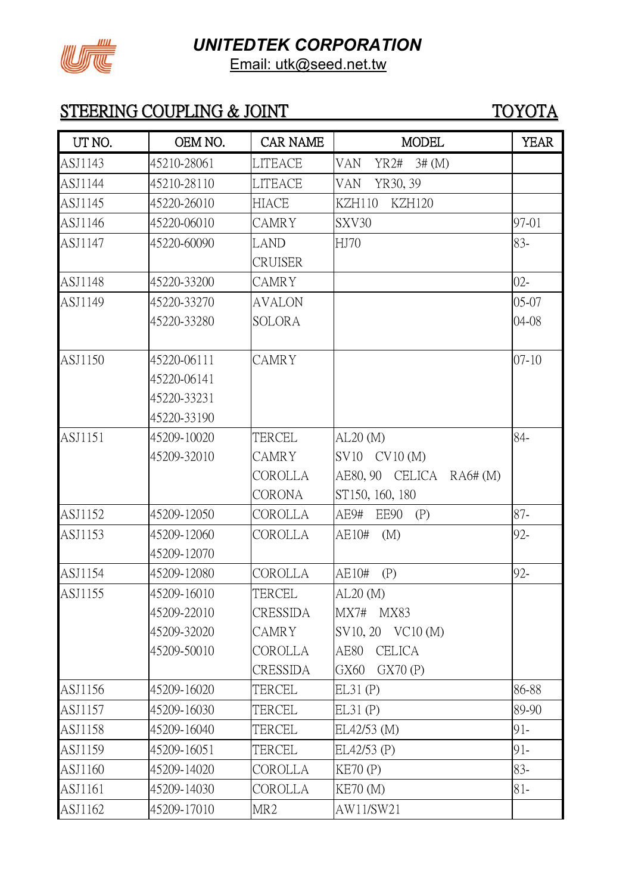# UNITEDTEK CORPORATION

Email: utk@seed.net.tw

## STEERING COUPLING & JOINT — TOYOTA

| UT NO. | OEM NO. | CAR NAME | MODEL | YEAR |
|---|---|---|---|---|
| ASJ1143 | 45210-28061 | LITEACE | VAN YR2# 3# (M) | |
| ASJ1144 | 45210-28110 | LITEACE | VAN YR30, 39 | |
| ASJ1145 | 45220-26010 | HIACE | KZH110 KZH120 | |
| ASJ1146 | 45220-06010 | CAMRY | SXV30 | 97-01 |
| ASJ1147 | 45220-60090 | LAND CRUISER | HJ70 | 83- |
| ASJ1148 | 45220-33200 | CAMRY | | 02- |
| ASJ1149 | 45220-33270<br>45220-33280 | AVALON<br>SOLORA | | 05-07<br>04-08 |
| ASJ1150 | 45220-06111<br>45220-06141<br>45220-33231<br>45220-33190 | CAMRY | | 07-10 |
| ASJ1151 | 45209-10020<br>45209-32010 | TERCEL<br>CAMRY<br>COROLLA<br>CORONA | AL20 (M)<br>SV10 CV10 (M)<br>AE80, 90 CELICA RA6# (M)<br>ST150, 160, 180 | 84- |
| ASJ1152 | 45209-12050 | COROLLA | AE9# EE90 (P) | 87- |
| ASJ1153 | 45209-12060<br>45209-12070 | COROLLA | AE10# (M) | 92- |
| ASJ1154 | 45209-12080 | COROLLA | AE10# (P) | 92- |
| ASJ1155 | 45209-16010<br>45209-22010<br>45209-32020<br>45209-50010 | TERCEL<br>CRESSIDA<br>CAMRY<br>COROLLA<br>CRESSIDA | AL20 (M)<br>MX7# MX83<br>SV10, 20 VC10 (M)<br>AE80 CELICA<br>GX60 GX70 (P) | |
| ASJ1156 | 45209-16020 | TERCEL | EL31 (P) | 86-88 |
| ASJ1157 | 45209-16030 | TERCEL | EL31 (P) | 89-90 |
| ASJ1158 | 45209-16040 | TERCEL | EL42/53 (M) | 91- |
| ASJ1159 | 45209-16051 | TERCEL | EL42/53 (P) | 91- |
| ASJ1160 | 45209-14020 | COROLLA | KE70 (P) | 83- |
| ASJ1161 | 45209-14030 | COROLLA | KE70 (M) | 81- |
| ASJ1162 | 45209-17010 | MR2 | AW11/SW21 | |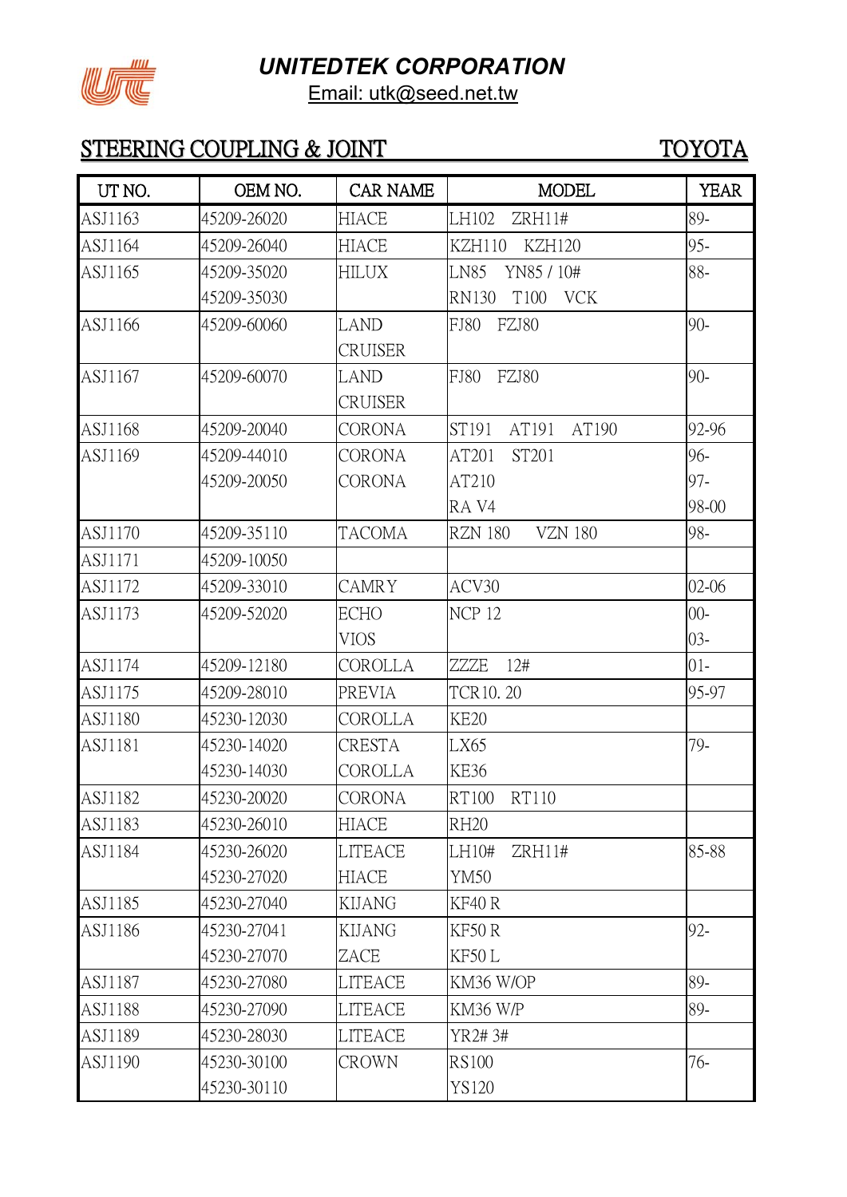# UNITEDTEK CORPORATION

Email: utk@seed.net.tw

## STEERING COUPLING & JOINT — TOYOTA

| UT NO. | OEM NO. | CAR NAME | MODEL | YEAR |
|---|---|---|---|---|
| ASJ1163 | 45209-26020 | HIACE | LH102 ZRH11# | 89- |
| ASJ1164 | 45209-26040 | HIACE | KZH110 KZH120 | 95- |
| ASJ1165 | 45209-35020<br>45209-35030 | HILUX | LN85 YN85 / 10#<br>RN130 T100 VCK | 88- |
| ASJ1166 | 45209-60060 | LAND CRUISER | FJ80 FZJ80 | 90- |
| ASJ1167 | 45209-60070 | LAND CRUISER | FJ80 FZJ80 | 90- |
| ASJ1168 | 45209-20040 | CORONA | ST191 AT191 AT190 | 92-96 |
| ASJ1169 | 45209-44010<br>45209-20050 | CORONA<br>CORONA | AT201 ST201<br>AT210<br>RA V4 | 96-<br>97-<br>98-00 |
| ASJ1170 | 45209-35110 | TACOMA | RZN 180 VZN 180 | 98- |
| ASJ1171 | 45209-10050 | | | |
| ASJ1172 | 45209-33010 | CAMRY | ACV30 | 02-06 |
| ASJ1173 | 45209-52020 | ECHO<br>VIOS | NCP 12 | 00-<br>03- |
| ASJ1174 | 45209-12180 | COROLLA | ZZZE 12# | 01- |
| ASJ1175 | 45209-28010 | PREVIA | TCR10. 20 | 95-97 |
| ASJ1180 | 45230-12030 | COROLLA | KE20 | |
| ASJ1181 | 45230-14020<br>45230-14030 | CRESTA<br>COROLLA | LX65<br>KE36 | 79- |
| ASJ1182 | 45230-20020 | CORONA | RT100 RT110 | |
| ASJ1183 | 45230-26010 | HIACE | RH20 | |
| ASJ1184 | 45230-26020<br>45230-27020 | LITEACE<br>HIACE | LH10# ZRH11#<br>YM50 | 85-88 |
| ASJ1185 | 45230-27040 | KIJANG | KF40 R | |
| ASJ1186 | 45230-27041<br>45230-27070 | KIJANG<br>ZACE | KF50 R<br>KF50 L | 92- |
| ASJ1187 | 45230-27080 | LITEACE | KM36 W/OP | 89- |
| ASJ1188 | 45230-27090 | LITEACE | KM36 W/P | 89- |
| ASJ1189 | 45230-28030 | LITEACE | YR2# 3# | |
| ASJ1190 | 45230-30100<br>45230-30110 | CROWN | RS100<br>YS120 | 76- |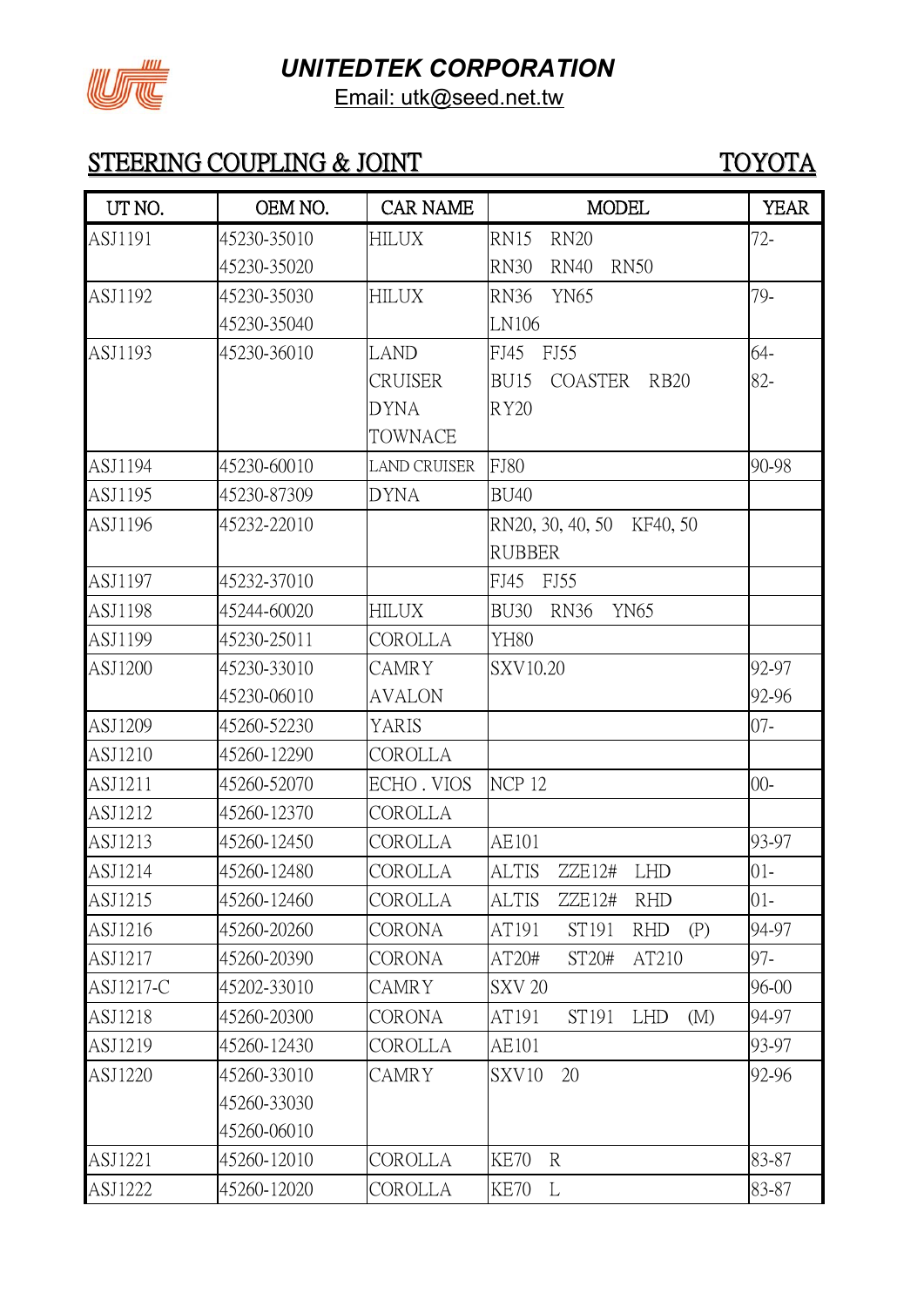# UNITEDTEK CORPORATION

Email: utk@seed.net.tw

## STEERING COUPLING & JOINT — TOYOTA

| UT NO. | OEM NO. | CAR NAME | MODEL | YEAR |
|---|---|---|---|---|
| ASJ1191 | 45230-35010<br>45230-35020 | HILUX | RN15 RN20<br>RN30 RN40 RN50 | 72- |
| ASJ1192 | 45230-35030<br>45230-35040 | HILUX | RN36 YN65<br>LN106 | 79- |
| ASJ1193 | 45230-36010 | LAND CRUISER<br>DYNA<br>TOWNACE | FJ45 FJ55<br>BU15 COASTER RB20<br>RY20 | 64-<br>82- |
| ASJ1194 | 45230-60010 | LAND CRUISER | FJ80 | 90-98 |
| ASJ1195 | 45230-87309 | DYNA | BU40 | |
| ASJ1196 | 45232-22010 | | RN20, 30, 40, 50 KF40, 50<br>RUBBER | |
| ASJ1197 | 45232-37010 | | FJ45 FJ55 | |
| ASJ1198 | 45244-60020 | HILUX | BU30 RN36 YN65 | |
| ASJ1199 | 45230-25011 | COROLLA | YH80 | |
| ASJ1200 | 45230-33010<br>45230-06010 | CAMRY<br>AVALON | SXV10.20 | 92-97<br>92-96 |
| ASJ1209 | 45260-52230 | YARIS | | 07- |
| ASJ1210 | 45260-12290 | COROLLA | | |
| ASJ1211 | 45260-52070 | ECHO . VIOS | NCP 12 | 00- |
| ASJ1212 | 45260-12370 | COROLLA | | |
| ASJ1213 | 45260-12450 | COROLLA | AE101 | 93-97 |
| ASJ1214 | 45260-12480 | COROLLA | ALTIS ZZE12# LHD | 01- |
| ASJ1215 | 45260-12460 | COROLLA | ALTIS ZZE12# RHD | 01- |
| ASJ1216 | 45260-20260 | CORONA | AT191 ST191 RHD (P) | 94-97 |
| ASJ1217 | 45260-20390 | CORONA | AT20# ST20# AT210 | 97- |
| ASJ1217-C | 45202-33010 | CAMRY | SXV 20 | 96-00 |
| ASJ1218 | 45260-20300 | CORONA | AT191 ST191 LHD (M) | 94-97 |
| ASJ1219 | 45260-12430 | COROLLA | AE101 | 93-97 |
| ASJ1220 | 45260-33010<br>45260-33030<br>45260-06010 | CAMRY | SXV10 20 | 92-96 |
| ASJ1221 | 45260-12010 | COROLLA | KE70 R | 83-87 |
| ASJ1222 | 45260-12020 | COROLLA | KE70 L | 83-87 |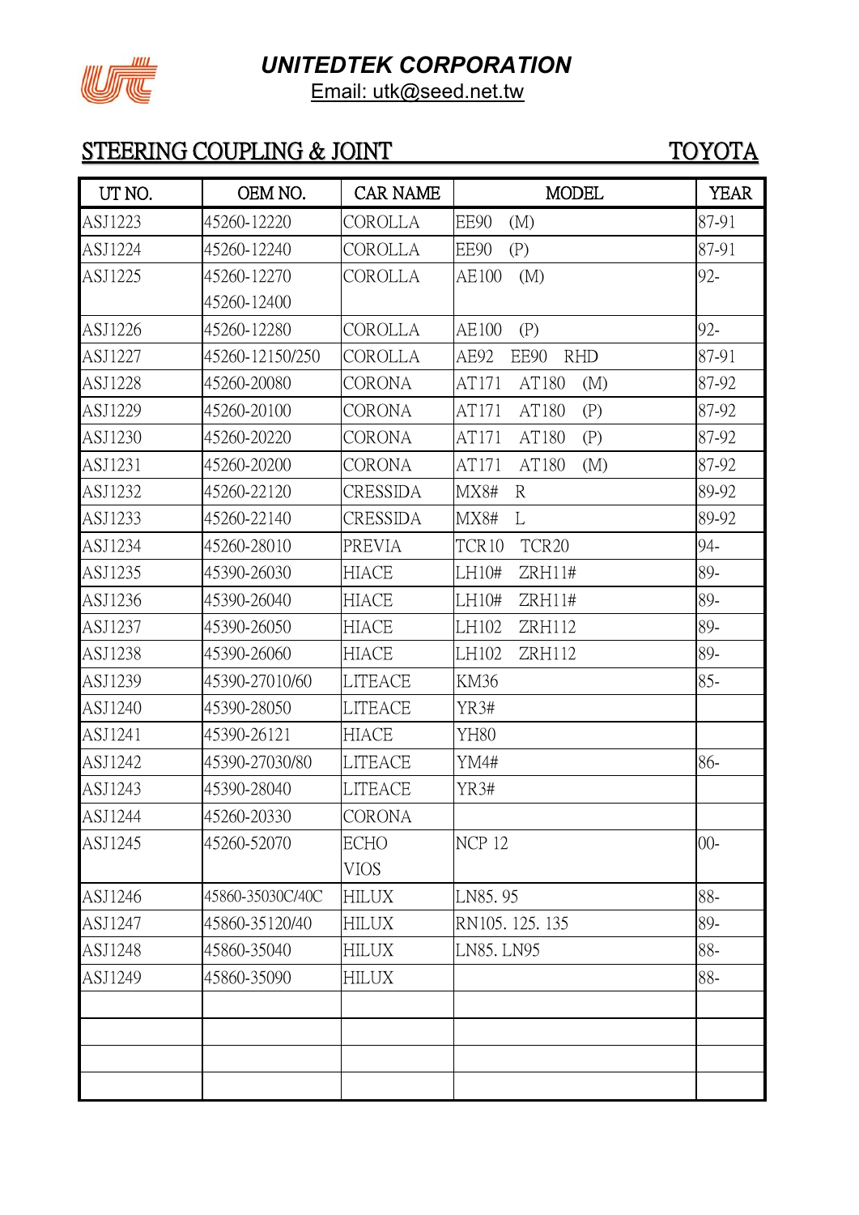# UNITEDTEK CORPORATION

Email: utk@seed.net.tw

## STEERING COUPLING & JOINT — TOYOTA

| UT NO. | OEM NO. | CAR NAME | MODEL | YEAR |
|---|---|---|---|---|
| ASJ1223 | 45260-12220 | COROLLA | EE90 (M) | 87-91 |
| ASJ1224 | 45260-12240 | COROLLA | EE90 (P) | 87-91 |
| ASJ1225 | 45260-12270<br>45260-12400 | COROLLA | AE100 (M) | 92- |
| ASJ1226 | 45260-12280 | COROLLA | AE100 (P) | 92- |
| ASJ1227 | 45260-12150/250 | COROLLA | AE92 EE90 RHD | 87-91 |
| ASJ1228 | 45260-20080 | CORONA | AT171 AT180 (M) | 87-92 |
| ASJ1229 | 45260-20100 | CORONA | AT171 AT180 (P) | 87-92 |
| ASJ1230 | 45260-20220 | CORONA | AT171 AT180 (P) | 87-92 |
| ASJ1231 | 45260-20200 | CORONA | AT171 AT180 (M) | 87-92 |
| ASJ1232 | 45260-22120 | CRESSIDA | MX8# R | 89-92 |
| ASJ1233 | 45260-22140 | CRESSIDA | MX8# L | 89-92 |
| ASJ1234 | 45260-28010 | PREVIA | TCR10 TCR20 | 94- |
| ASJ1235 | 45390-26030 | HIACE | LH10# ZRH11# | 89- |
| ASJ1236 | 45390-26040 | HIACE | LH10# ZRH11# | 89- |
| ASJ1237 | 45390-26050 | HIACE | LH102 ZRH112 | 89- |
| ASJ1238 | 45390-26060 | HIACE | LH102 ZRH112 | 89- |
| ASJ1239 | 45390-27010/60 | LITEACE | KM36 | 85- |
| ASJ1240 | 45390-28050 | LITEACE | YR3# | |
| ASJ1241 | 45390-26121 | HIACE | YH80 | |
| ASJ1242 | 45390-27030/80 | LITEACE | YM4# | 86- |
| ASJ1243 | 45390-28040 | LITEACE | YR3# | |
| ASJ1244 | 45260-20330 | CORONA | | |
| ASJ1245 | 45260-52070 | ECHO<br>VIOS | NCP 12 | 00- |
| ASJ1246 | 45860-35030C/40C | HILUX | LN85. 95 | 88- |
| ASJ1247 | 45860-35120/40 | HILUX | RN105. 125. 135 | 89- |
| ASJ1248 | 45860-35040 | HILUX | LN85. LN95 | 88- |
| ASJ1249 | 45860-35090 | HILUX | | 88- |
| | | | | |
| | | | | |
| | | | | |
| | | | | |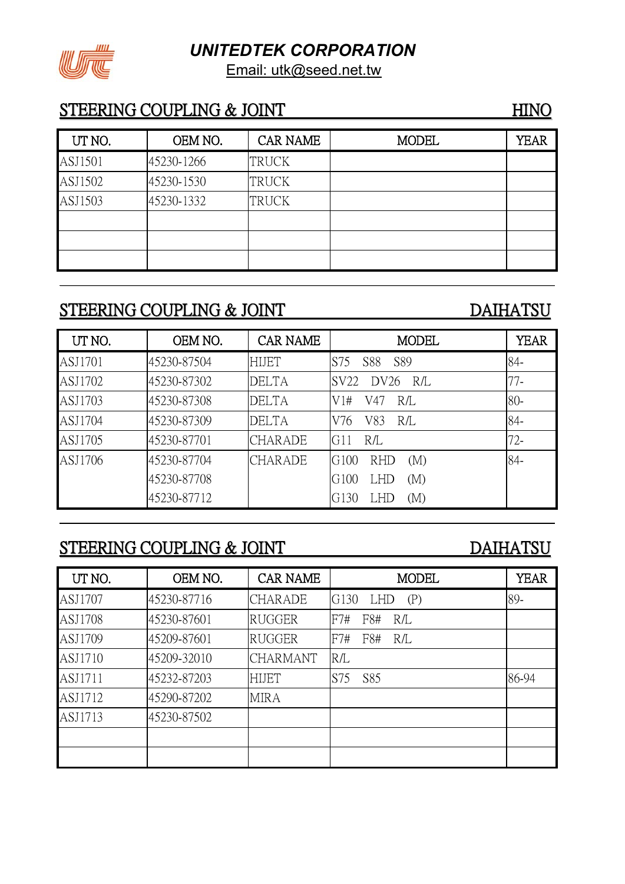# UNITEDTEK CORPORATION

Email: utk@seed.net.tw

## STEERING COUPLING & JOINT — HINO

| UT NO. | OEM NO. | CAR NAME | MODEL | YEAR |
|---|---|---|---|---|
| ASJ1501 | 45230-1266 | TRUCK | | |
| ASJ1502 | 45230-1530 | TRUCK | | |
| ASJ1503 | 45230-1332 | TRUCK | | |
| | | | | |
| | | | | |
| | | | | |

## STEERING COUPLING & JOINT — DAIHATSU

| UT NO. | OEM NO. | CAR NAME | MODEL | YEAR |
|---|---|---|---|---|
| ASJ1701 | 45230-87504 | HIJET | S75 S88 S89 | 84- |
| ASJ1702 | 45230-87302 | DELTA | SV22 DV26 R/L | 77- |
| ASJ1703 | 45230-87308 | DELTA | V1# V47 R/L | 80- |
| ASJ1704 | 45230-87309 | DELTA | V76 V83 R/L | 84- |
| ASJ1705 | 45230-87701 | CHARADE | G11 R/L | 72- |
| ASJ1706 | 45230-87704 | CHARADE | G100 RHD (M) | 84- |
| | 45230-87708 | | G100 LHD (M) | |
| | 45230-87712 | | G130 LHD (M) | |

## STEERING COUPLING & JOINT — DAIHATSU

| UT NO. | OEM NO. | CAR NAME | MODEL | YEAR |
|---|---|---|---|---|
| ASJ1707 | 45230-87716 | CHARADE | G130 LHD (P) | 89- |
| ASJ1708 | 45230-87601 | RUGGER | F7# F8# R/L | |
| ASJ1709 | 45209-87601 | RUGGER | F7# F8# R/L | |
| ASJ1710 | 45209-32010 | CHARMANT | R/L | |
| ASJ1711 | 45232-87203 | HIJET | S75 S85 | 86-94 |
| ASJ1712 | 45290-87202 | MIRA | | |
| ASJ1713 | 45230-87502 | | | |
| | | | | |
| | | | | |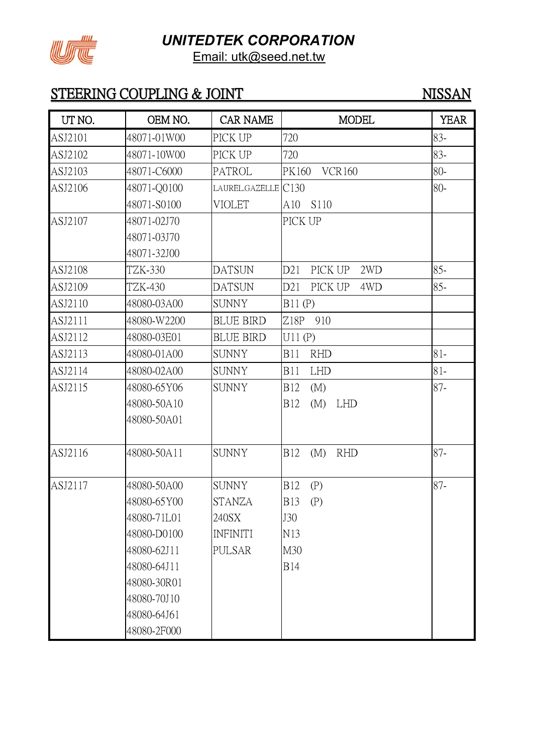# UNITEDTEK CORPORATION

Email: utk@seed.net.tw

## STEERING COUPLING & JOINT — NISSAN

| UT NO. | OEM NO. | CAR NAME | MODEL | YEAR |
|---|---|---|---|---|
| ASJ2101 | 48071-01W00 | PICK UP | 720 | 83- |
| ASJ2102 | 48071-10W00 | PICK UP | 720 | 83- |
| ASJ2103 | 48071-C6000 | PATROL | PK160 VCR160 | 80- |
| ASJ2106 | 48071-Q0100<br>48071-S0100 | LAUREL.GAZELLE<br>VIOLET | C130<br>A10 S110 | 80- |
| ASJ2107 | 48071-02J70<br>48071-03J70<br>48071-32J00 | | PICK UP | |
| ASJ2108 | TZK-330 | DATSUN | D21 PICK UP 2WD | 85- |
| ASJ2109 | TZK-430 | DATSUN | D21 PICK UP 4WD | 85- |
| ASJ2110 | 48080-03A00 | SUNNY | B11 (P) | |
| ASJ2111 | 48080-W2200 | BLUE BIRD | Z18P 910 | |
| ASJ2112 | 48080-03E01 | BLUE BIRD | U11 (P) | |
| ASJ2113 | 48080-01A00 | SUNNY | B11 RHD | 81- |
| ASJ2114 | 48080-02A00 | SUNNY | B11 LHD | 81- |
| ASJ2115 | 48080-65Y06<br>48080-50A10<br>48080-50A01 | SUNNY | B12 (M)<br>B12 (M) LHD | 87- |
| ASJ2116 | 48080-50A11 | SUNNY | B12 (M) RHD | 87- |
| ASJ2117 | 48080-50A00<br>48080-65Y00<br>48080-71L01<br>48080-D0100<br>48080-62J11<br>48080-64J11<br>48080-30R01<br>48080-70J10<br>48080-64J61<br>48080-2F000 | SUNNY<br>STANZA<br>240SX<br>INFINITI<br>PULSAR | B12 (P)<br>B13 (P)<br>J30<br>N13<br>M30<br>B14 | 87- |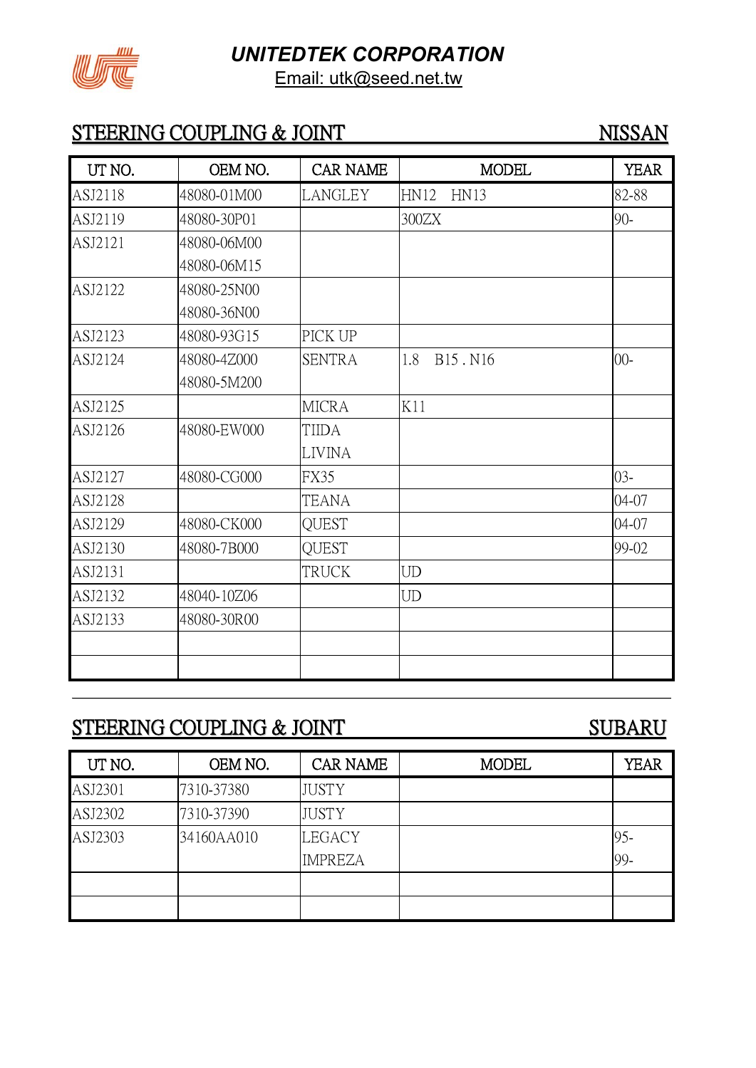# UNITEDTEK CORPORATION

Email: utk@seed.net.tw

## STEERING COUPLING & JOINT — NISSAN

| UT NO. | OEM NO. | CAR NAME | MODEL | YEAR |
|---|---|---|---|---|
| ASJ2118 | 48080-01M00 | LANGLEY | HN12 HN13 | 82-88 |
| ASJ2119 | 48080-30P01 | | 300ZX | 90- |
| ASJ2121 | 48080-06M00<br>48080-06M15 | | | |
| ASJ2122 | 48080-25N00<br>48080-36N00 | | | |
| ASJ2123 | 48080-93G15 | PICK UP | | |
| ASJ2124 | 48080-4Z000<br>48080-5M200 | SENTRA | 1.8 B15 . N16 | 00- |
| ASJ2125 | | MICRA | K11 | |
| ASJ2126 | 48080-EW000 | TIIDA<br>LIVINA | | |
| ASJ2127 | 48080-CG000 | FX35 | | 03- |
| ASJ2128 | | TEANA | | 04-07 |
| ASJ2129 | 48080-CK000 | QUEST | | 04-07 |
| ASJ2130 | 48080-7B000 | QUEST | | 99-02 |
| ASJ2131 | | TRUCK | UD | |
| ASJ2132 | 48040-10Z06 | | UD | |
| ASJ2133 | 48080-30R00 | | | |
| | | | | |
| | | | | |

## STEERING COUPLING & JOINT — SUBARU

| UT NO. | OEM NO. | CAR NAME | MODEL | YEAR |
|---|---|---|---|---|
| ASJ2301 | 7310-37380 | JUSTY | | |
| ASJ2302 | 7310-37390 | JUSTY | | |
| ASJ2303 | 34160AA010 | LEGACY<br>IMPREZA | | 95-<br>99- |
| | | | | |
| | | | | |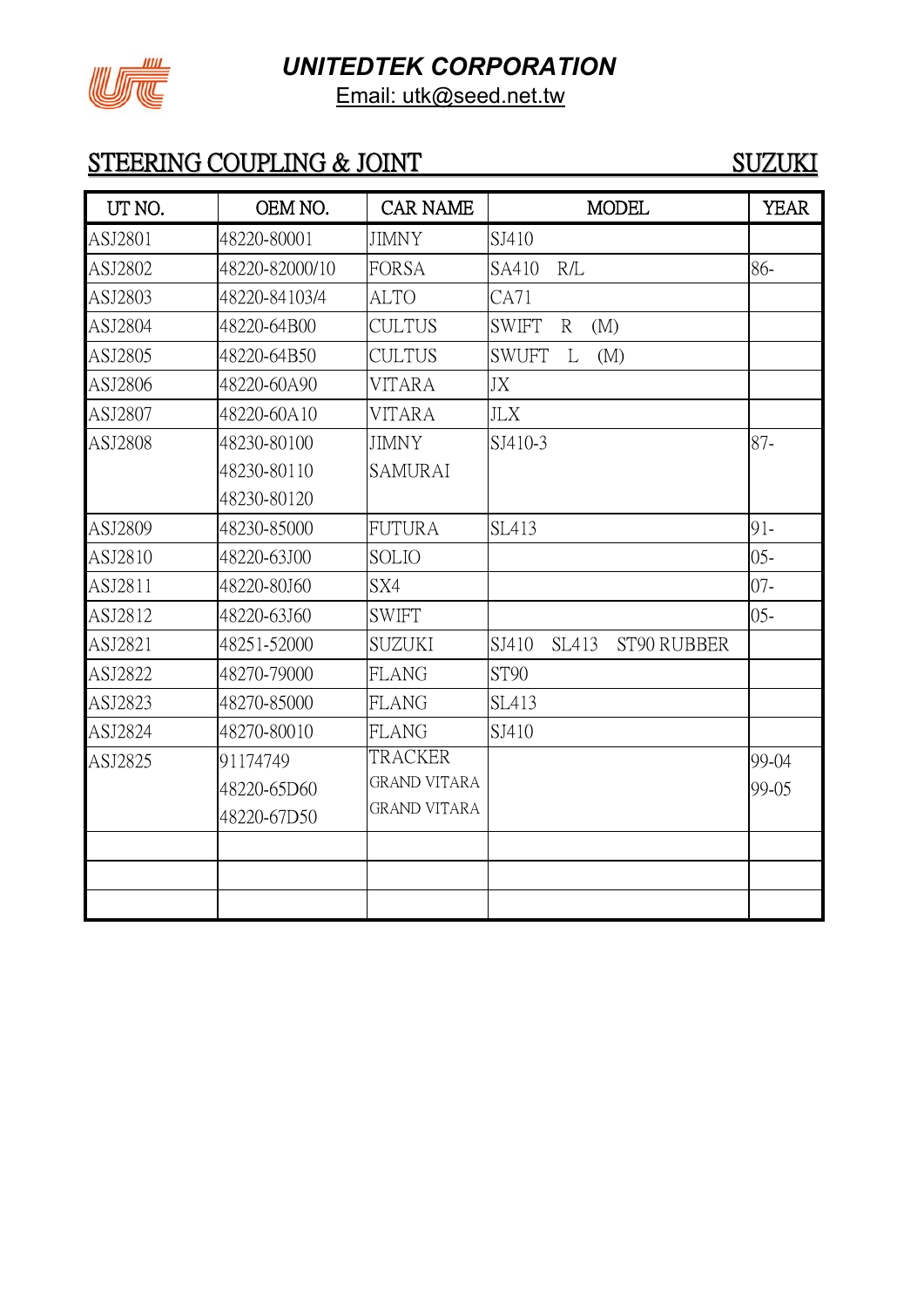# UNITEDTEK CORPORATION

Email: utk@seed.net.tw

## STEERING COUPLING & JOINT SUZUKI

| UT NO. | OEM NO. | CAR NAME | MODEL | YEAR |
|---|---|---|---|---|
| ASJ2801 | 48220-80001 | JIMNY | SJ410 | |
| ASJ2802 | 48220-82000/10 | FORSA | SA410 R/L | 86- |
| ASJ2803 | 48220-84103/4 | ALTO | CA71 | |
| ASJ2804 | 48220-64B00 | CULTUS | SWIFT R (M) | |
| ASJ2805 | 48220-64B50 | CULTUS | SWUFT L (M) | |
| ASJ2806 | 48220-60A90 | VITARA | JX | |
| ASJ2807 | 48220-60A10 | VITARA | JLX | |
| ASJ2808 | 48230-80100<br>48230-80110<br>48230-80120 | JIMNY<br>SAMURAI | SJ410-3 | 87- |
| ASJ2809 | 48230-85000 | FUTURA | SL413 | 91- |
| ASJ2810 | 48220-63J00 | SOLIO | | 05- |
| ASJ2811 | 48220-80J60 | SX4 | | 07- |
| ASJ2812 | 48220-63J60 | SWIFT | | 05- |
| ASJ2821 | 48251-52000 | SUZUKI | SJ410 SL413 ST90 RUBBER | |
| ASJ2822 | 48270-79000 | FLANG | ST90 | |
| ASJ2823 | 48270-85000 | FLANG | SL413 | |
| ASJ2824 | 48270-80010 | FLANG | SJ410 | |
| ASJ2825 | 91174749<br>48220-65D60<br>48220-67D50 | TRACKER<br>GRAND VITARA<br>GRAND VITARA | | 99-04<br>99-05 |
| | | | | |
| | | | | |
| | | | | |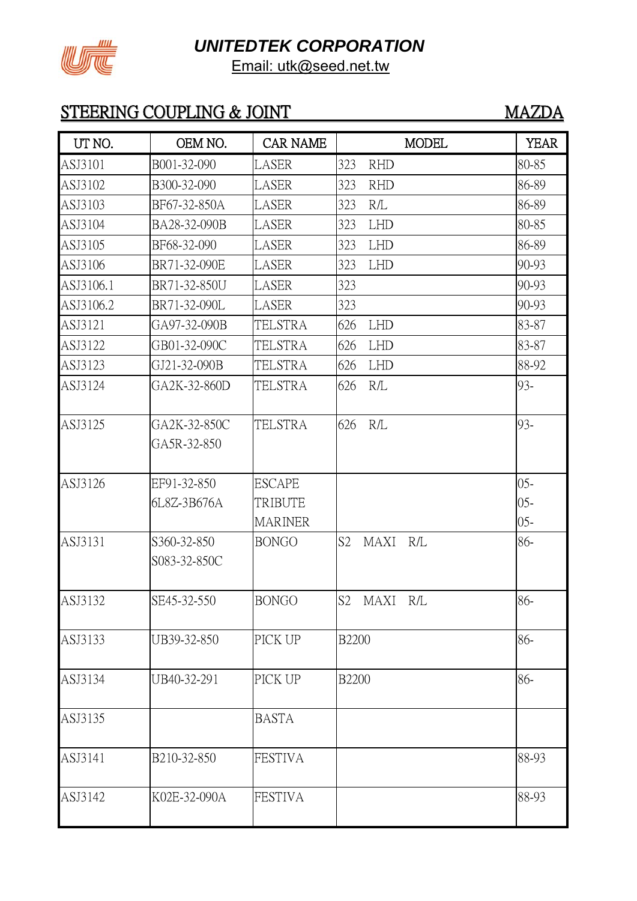# UNITEDTEK CORPORATION

Email: utk@seed.net.tw

## STEERING COUPLING & JOINT MAZDA

| UT NO. | OEM NO. | CAR NAME | MODEL | YEAR |
|---|---|---|---|---|
| ASJ3101 | B001-32-090 | LASER | 323 RHD | 80-85 |
| ASJ3102 | B300-32-090 | LASER | 323 RHD | 86-89 |
| ASJ3103 | BF67-32-850A | LASER | 323 R/L | 86-89 |
| ASJ3104 | BA28-32-090B | LASER | 323 LHD | 80-85 |
| ASJ3105 | BF68-32-090 | LASER | 323 LHD | 86-89 |
| ASJ3106 | BR71-32-090E | LASER | 323 LHD | 90-93 |
| ASJ3106.1 | BR71-32-850U | LASER | 323 | 90-93 |
| ASJ3106.2 | BR71-32-090L | LASER | 323 | 90-93 |
| ASJ3121 | GA97-32-090B | TELSTRA | 626 LHD | 83-87 |
| ASJ3122 | GB01-32-090C | TELSTRA | 626 LHD | 83-87 |
| ASJ3123 | GJ21-32-090B | TELSTRA | 626 LHD | 88-92 |
| ASJ3124 | GA2K-32-860D | TELSTRA | 626 R/L | 93- |
| ASJ3125 | GA2K-32-850C<br>GA5R-32-850 | TELSTRA | 626 R/L | 93- |
| ASJ3126 | EF91-32-850<br>6L8Z-3B676A | ESCAPE<br>TRIBUTE<br>MARINER | | 05-<br>05-<br>05- |
| ASJ3131 | S360-32-850<br>S083-32-850C | BONGO | S2 MAXI R/L | 86- |
| ASJ3132 | SE45-32-550 | BONGO | S2 MAXI R/L | 86- |
| ASJ3133 | UB39-32-850 | PICK UP | B2200 | 86- |
| ASJ3134 | UB40-32-291 | PICK UP | B2200 | 86- |
| ASJ3135 | | BASTA | | |
| ASJ3141 | B210-32-850 | FESTIVA | | 88-93 |
| ASJ3142 | K02E-32-090A | FESTIVA | | 88-93 |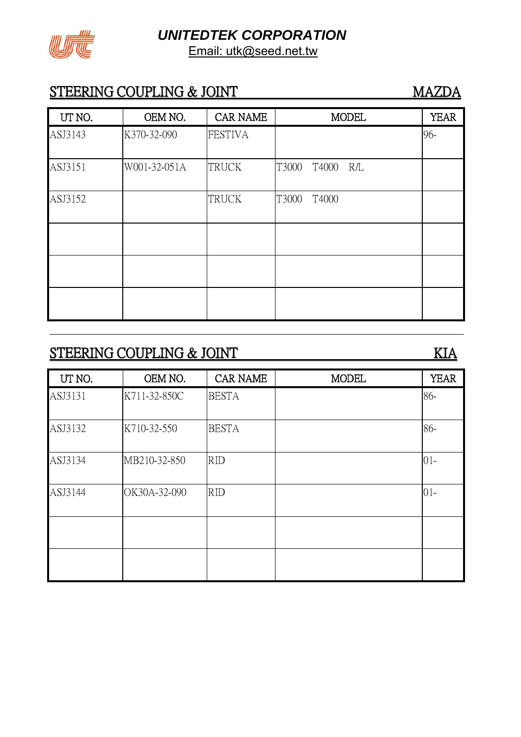**UNITEDTEK CORPORATION**
Email: utk@seed.net.tw

## STEERING COUPLING & JOINT — MAZDA

| UT NO. | OEM NO. | CAR NAME | MODEL | YEAR |
|---|---|---|---|---|
| ASJ3143 | K370-32-090 | FESTIVA | | 96- |
| ASJ3151 | W001-32-051A | TRUCK | T3000 T4000 R/L | |
| ASJ3152 | | TRUCK | T3000 T4000 | |
| | | | | |
| | | | | |
| | | | | |

## STEERING COUPLING & JOINT — KIA

| UT NO. | OEM NO. | CAR NAME | MODEL | YEAR |
|---|---|---|---|---|
| ASJ3131 | K711-32-850C | BESTA | | 86- |
| ASJ3132 | K710-32-550 | BESTA | | 86- |
| ASJ3134 | MB210-32-850 | RID | | 01- |
| ASJ3144 | OK30A-32-090 | RID | | 01- |
| | | | | |
| | | | | |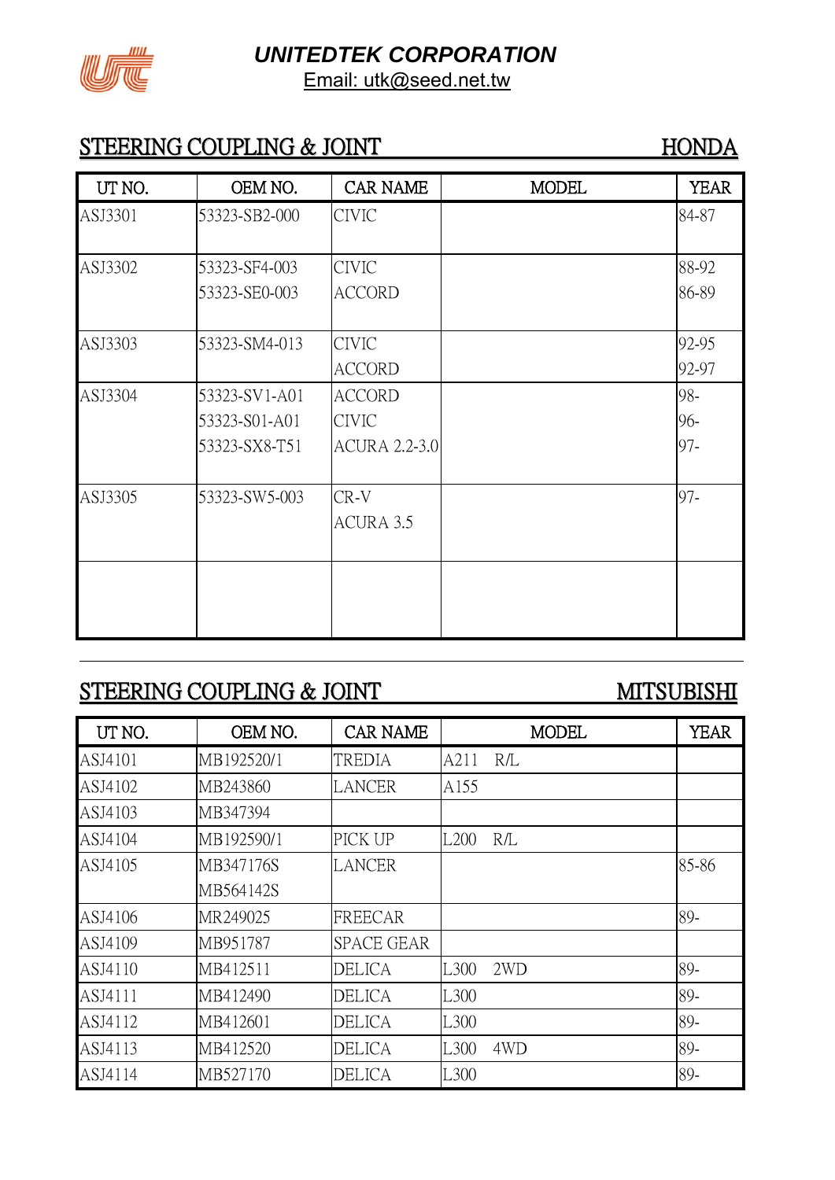**UNITEDTEK CORPORATION**

Email: utk@seed.net.tw

## STEERING COUPLING & JOINT — HONDA

| UT NO. | OEM NO. | CAR NAME | MODEL | YEAR |
|---|---|---|---|---|
| ASJ3301 | 53323-SB2-000 | CIVIC | | 84-87 |
| ASJ3302 | 53323-SF4-003<br>53323-SE0-003 | CIVIC<br>ACCORD | | 88-92<br>86-89 |
| ASJ3303 | 53323-SM4-013 | CIVIC<br>ACCORD | | 92-95<br>92-97 |
| ASJ3304 | 53323-SV1-A01<br>53323-S01-A01<br>53323-SX8-T51 | ACCORD<br>CIVIC<br>ACURA 2.2-3.0 | | 98-<br>96-<br>97- |
| ASJ3305 | 53323-SW5-003 | CR-V<br>ACURA 3.5 | | 97- |
| | | | | |

## STEERING COUPLING & JOINT — MITSUBISHI

| UT NO. | OEM NO. | CAR NAME | MODEL | YEAR |
|---|---|---|---|---|
| ASJ4101 | MB192520/1 | TREDIA | A211 R/L | |
| ASJ4102 | MB243860 | LANCER | A155 | |
| ASJ4103 | MB347394 | | | |
| ASJ4104 | MB192590/1 | PICK UP | L200 R/L | |
| ASJ4105 | MB347176S<br>MB564142S | LANCER | | 85-86 |
| ASJ4106 | MR249025 | FREECAR | | 89- |
| ASJ4109 | MB951787 | SPACE GEAR | | |
| ASJ4110 | MB412511 | DELICA | L300 2WD | 89- |
| ASJ4111 | MB412490 | DELICA | L300 | 89- |
| ASJ4112 | MB412601 | DELICA | L300 | 89- |
| ASJ4113 | MB412520 | DELICA | L300 4WD | 89- |
| ASJ4114 | MB527170 | DELICA | L300 | 89- |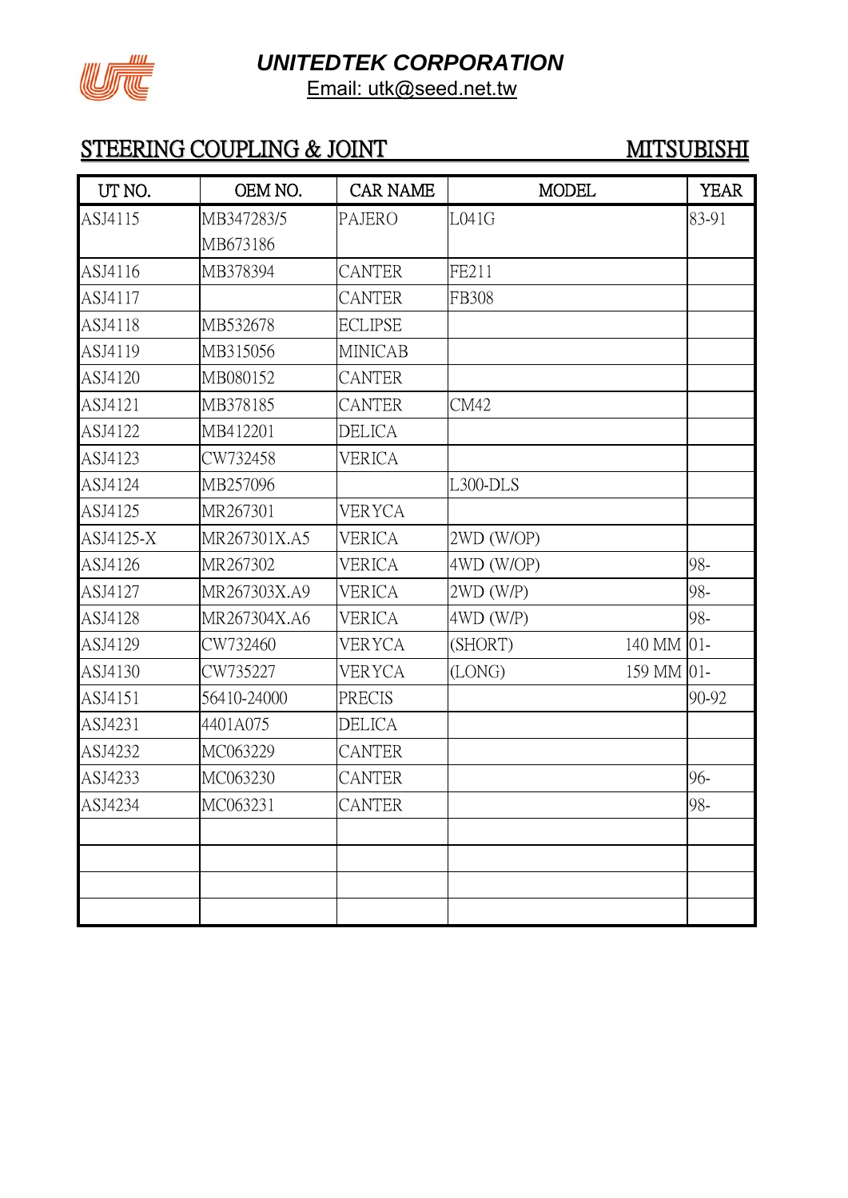# UNITEDTEK CORPORATION

Email: utk@seed.net.tw

## STEERING COUPLING & JOINT MITSUBISHI

| UT NO. | OEM NO. | CAR NAME | MODEL | YEAR |
|---|---|---|---|---|
| ASJ4115 | MB347283/5<br>MB673186 | PAJERO | L041G | 83-91 |
| ASJ4116 | MB378394 | CANTER | FE211 | |
| ASJ4117 | | CANTER | FB308 | |
| ASJ4118 | MB532678 | ECLIPSE | | |
| ASJ4119 | MB315056 | MINICAB | | |
| ASJ4120 | MB080152 | CANTER | | |
| ASJ4121 | MB378185 | CANTER | CM42 | |
| ASJ4122 | MB412201 | DELICA | | |
| ASJ4123 | CW732458 | VERICA | | |
| ASJ4124 | MB257096 | | L300-DLS | |
| ASJ4125 | MR267301 | VERYCA | | |
| ASJ4125-X | MR267301X.A5 | VERICA | 2WD (W/OP) | |
| ASJ4126 | MR267302 | VERICA | 4WD (W/OP) | 98- |
| ASJ4127 | MR267303X.A9 | VERICA | 2WD (W/P) | 98- |
| ASJ4128 | MR267304X.A6 | VERICA | 4WD (W/P) | 98- |
| ASJ4129 | CW732460 | VERYCA | (SHORT) 140 MM | 01- |
| ASJ4130 | CW735227 | VERYCA | (LONG) 159 MM | 01- |
| ASJ4151 | 56410-24000 | PRECIS | | 90-92 |
| ASJ4231 | 4401A075 | DELICA | | |
| ASJ4232 | MC063229 | CANTER | | |
| ASJ4233 | MC063230 | CANTER | | 96- |
| ASJ4234 | MC063231 | CANTER | | 98- |
| | | | | |
| | | | | |
| | | | | |
| | | | | |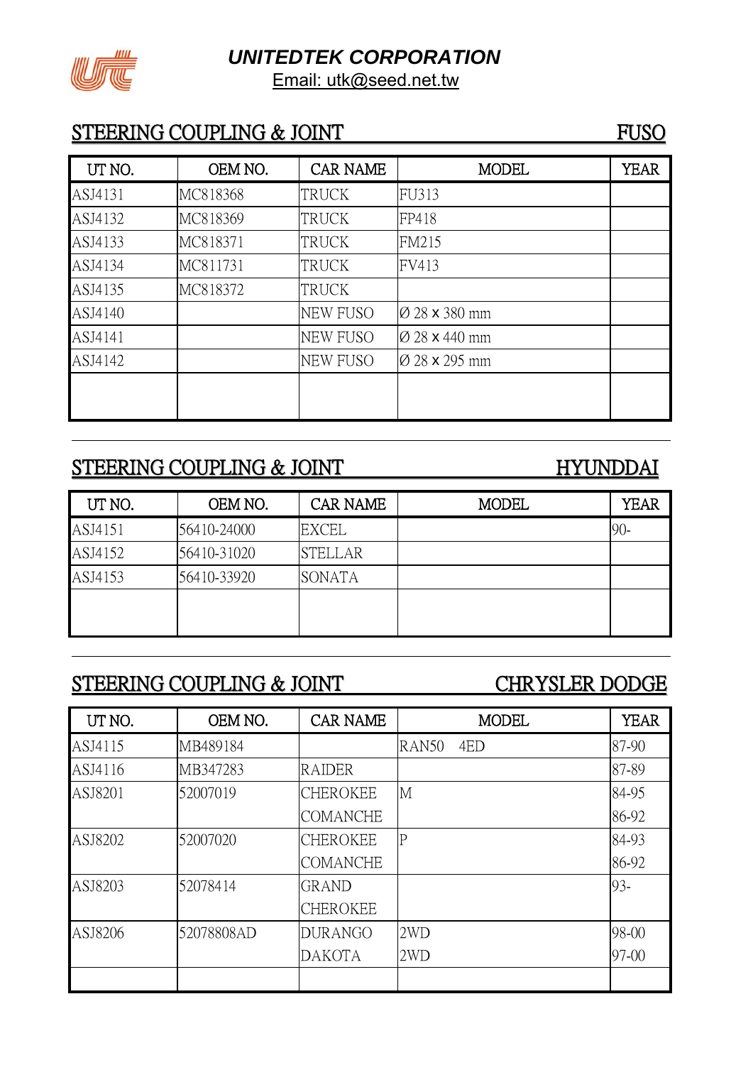**UNITEDTEK CORPORATION**

Email: utk@seed.net.tw

## STEERING COUPLING & JOINT — FUSO

| UT NO. | OEM NO. | CAR NAME | MODEL | YEAR |
|---|---|---|---|---|
| ASJ4131 | MC818368 | TRUCK | FU313 | |
| ASJ4132 | MC818369 | TRUCK | FP418 | |
| ASJ4133 | MC818371 | TRUCK | FM215 | |
| ASJ4134 | MC811731 | TRUCK | FV413 | |
| ASJ4135 | MC818372 | TRUCK | | |
| ASJ4140 | | NEW FUSO | Ø 28 x 380 mm | |
| ASJ4141 | | NEW FUSO | Ø 28 x 440 mm | |
| ASJ4142 | | NEW FUSO | Ø 28 x 295 mm | |

## STEERING COUPLING & JOINT — HYUNDDAI

| UT NO. | OEM NO. | CAR NAME | MODEL | YEAR |
|---|---|---|---|---|
| ASJ4151 | 56410-24000 | EXCEL | | 90- |
| ASJ4152 | 56410-31020 | STELLAR | | |
| ASJ4153 | 56410-33920 | SONATA | | |

## STEERING COUPLING & JOINT — CHRYSLER DODGE

| UT NO. | OEM NO. | CAR NAME | MODEL | YEAR |
|---|---|---|---|---|
| ASJ4115 | MB489184 | | RAN50 4ED | 87-90 |
| ASJ4116 | MB347283 | RAIDER | | 87-89 |
| ASJ8201 | 52007019 | CHEROKEE | M | 84-95 |
| | | COMANCHE | | 86-92 |
| ASJ8202 | 52007020 | CHEROKEE | P | 84-93 |
| | | COMANCHE | | 86-92 |
| ASJ8203 | 52078414 | GRAND CHEROKEE | | 93- |
| ASJ8206 | 52078808AD | DURANGO | 2WD | 98-00 |
| | | DAKOTA | 2WD | 97-00 |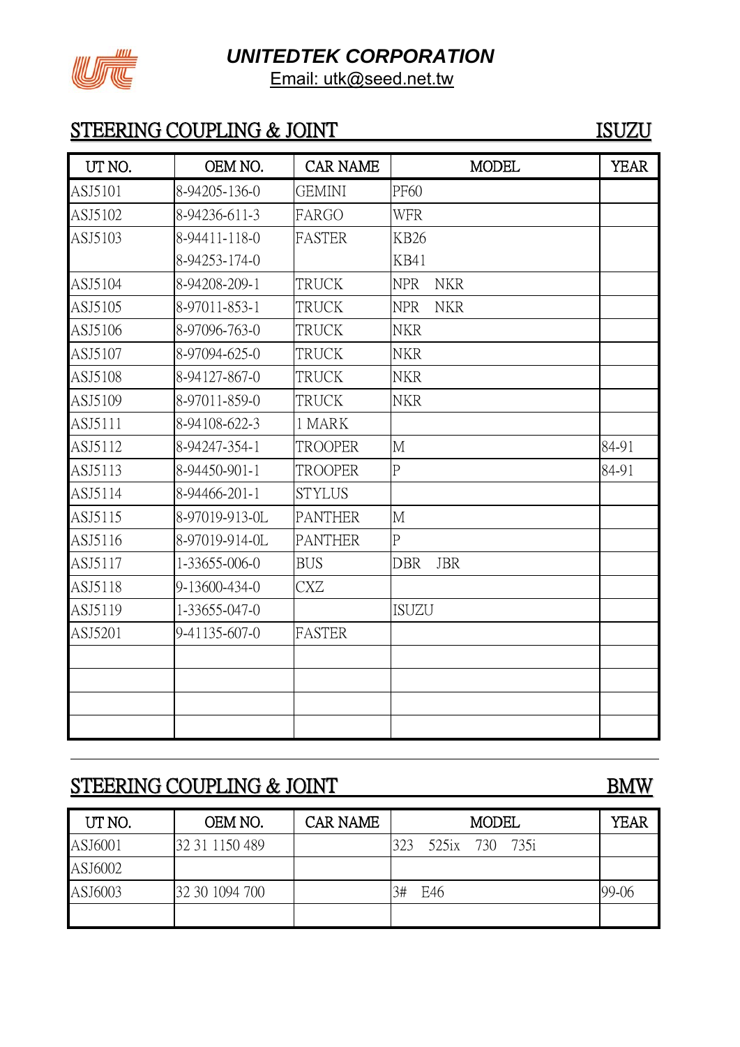**UNITEDTEK CORPORATION**

Email: utk@seed.net.tw

## STEERING COUPLING & JOINT — ISUZU

| UT NO. | OEM NO. | CAR NAME | MODEL | YEAR |
|---|---|---|---|---|
| ASJ5101 | 8-94205-136-0 | GEMINI | PF60 | |
| ASJ5102 | 8-94236-611-3 | FARGO | WFR | |
| ASJ5103 | 8-94411-118-0<br>8-94253-174-0 | FASTER | KB26<br>KB41 | |
| ASJ5104 | 8-94208-209-1 | TRUCK | NPR NKR | |
| ASJ5105 | 8-97011-853-1 | TRUCK | NPR NKR | |
| ASJ5106 | 8-97096-763-0 | TRUCK | NKR | |
| ASJ5107 | 8-97094-625-0 | TRUCK | NKR | |
| ASJ5108 | 8-94127-867-0 | TRUCK | NKR | |
| ASJ5109 | 8-97011-859-0 | TRUCK | NKR | |
| ASJ5111 | 8-94108-622-3 | 1 MARK | | |
| ASJ5112 | 8-94247-354-1 | TROOPER | M | 84-91 |
| ASJ5113 | 8-94450-901-1 | TROOPER | P | 84-91 |
| ASJ5114 | 8-94466-201-1 | STYLUS | | |
| ASJ5115 | 8-97019-913-0L | PANTHER | M | |
| ASJ5116 | 8-97019-914-0L | PANTHER | P | |
| ASJ5117 | 1-33655-006-0 | BUS | DBR JBR | |
| ASJ5118 | 9-13600-434-0 | CXZ | | |
| ASJ5119 | 1-33655-047-0 | | ISUZU | |
| ASJ5201 | 9-41135-607-0 | FASTER | | |
| | | | | |
| | | | | |
| | | | | |
| | | | | |

## STEERING COUPLING & JOINT — BMW

| UT NO. | OEM NO. | CAR NAME | MODEL | YEAR |
|---|---|---|---|---|
| ASJ6001 | 32 31 1150 489 | | 323 525ix 730 735i | |
| ASJ6002 | | | | |
| ASJ6003 | 32 30 1094 700 | | 3# E46 | 99-06 |
| | | | | |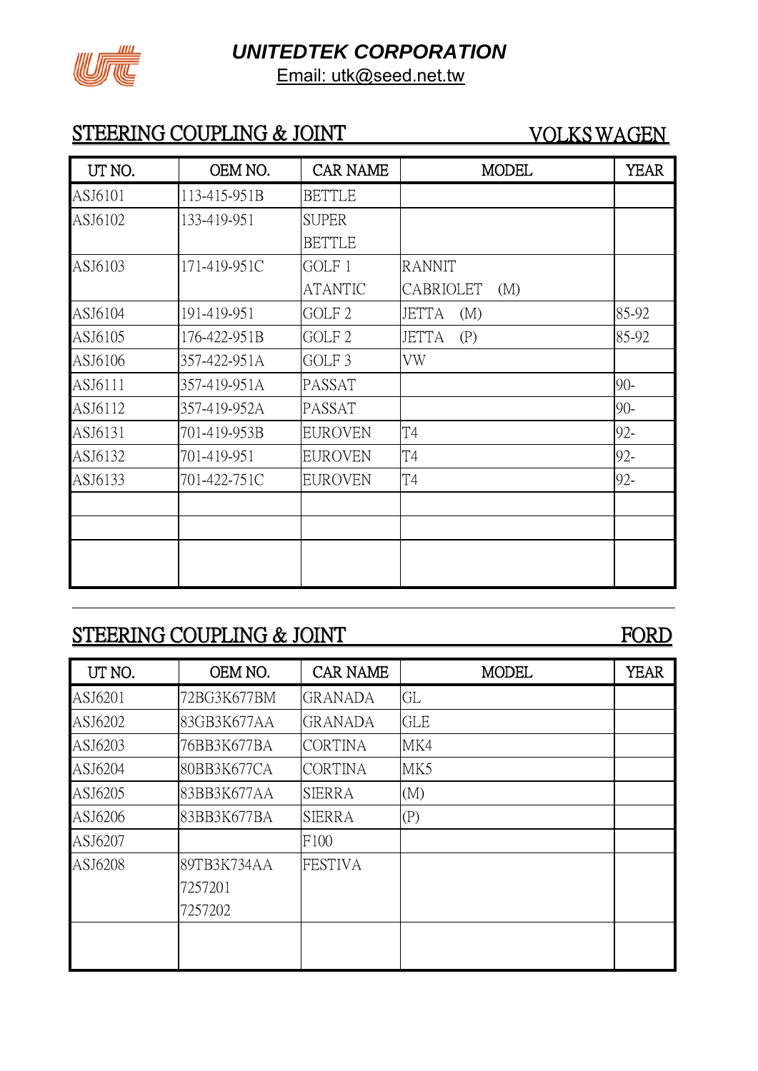**UNITEDTEK CORPORATION**

Email: utk@seed.net.tw

## STEERING COUPLING & JOINT — VOLKS WAGEN

| UT NO. | OEM NO. | CAR NAME | MODEL | YEAR |
|---|---|---|---|---|
| ASJ6101 | 113-415-951B | BETTLE | | |
| ASJ6102 | 133-419-951 | SUPER BETTLE | | |
| ASJ6103 | 171-419-951C | GOLF 1 ATANTIC | RANNIT CABRIOLET (M) | |
| ASJ6104 | 191-419-951 | GOLF 2 | JETTA (M) | 85-92 |
| ASJ6105 | 176-422-951B | GOLF 2 | JETTA (P) | 85-92 |
| ASJ6106 | 357-422-951A | GOLF 3 | VW | |
| ASJ6111 | 357-419-951A | PASSAT | | 90- |
| ASJ6112 | 357-419-952A | PASSAT | | 90- |
| ASJ6131 | 701-419-953B | EUROVEN | T4 | 92- |
| ASJ6132 | 701-419-951 | EUROVEN | T4 | 92- |
| ASJ6133 | 701-422-751C | EUROVEN | T4 | 92- |
| | | | | |
| | | | | |
| | | | | |

## STEERING COUPLING & JOINT — FORD

| UT NO. | OEM NO. | CAR NAME | MODEL | YEAR |
|---|---|---|---|---|
| ASJ6201 | 72BG3K677BM | GRANADA | GL | |
| ASJ6202 | 83GB3K677AA | GRANADA | GLE | |
| ASJ6203 | 76BB3K677BA | CORTINA | MK4 | |
| ASJ6204 | 80BB3K677CA | CORTINA | MK5 | |
| ASJ6205 | 83BB3K677AA | SIERRA | (M) | |
| ASJ6206 | 83BB3K677BA | SIERRA | (P) | |
| ASJ6207 | | F100 | | |
| ASJ6208 | 89TB3K734AA 7257201 7257202 | FESTIVA | | |
| | | | | |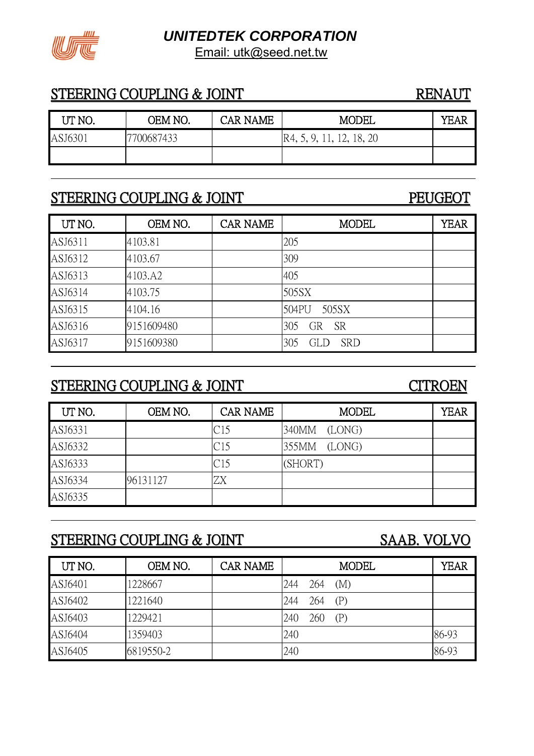# UNITEDTEK CORPORATION

Email: utk@seed.net.tw

## STEERING COUPLING & JOINT RENAUT

| UT NO. | OEM NO. | CAR NAME | MODEL | YEAR |
| --- | --- | --- | --- | --- |
| ASJ6301 | 7700687433 | | R4, 5, 9, 11, 12, 18, 20 | |
| | | | | |

## STEERING COUPLING & JOINT PEUGEOT

| UT NO. | OEM NO. | CAR NAME | MODEL | YEAR |
| --- | --- | --- | --- | --- |
| ASJ6311 | 4103.81 | | 205 | |
| ASJ6312 | 4103.67 | | 309 | |
| ASJ6313 | 4103.A2 | | 405 | |
| ASJ6314 | 4103.75 | | 505SX | |
| ASJ6315 | 4104.16 | | 504PU 505SX | |
| ASJ6316 | 9151609480 | | 305 GR SR | |
| ASJ6317 | 9151609380 | | 305 GLD SRD | |

## STEERING COUPLING & JOINT CITROEN

| UT NO. | OEM NO. | CAR NAME | MODEL | YEAR |
| --- | --- | --- | --- | --- |
| ASJ6331 | | C15 | 340MM (LONG) | |
| ASJ6332 | | C15 | 355MM (LONG) | |
| ASJ6333 | | C15 | (SHORT) | |
| ASJ6334 | 96131127 | ZX | | |
| ASJ6335 | | | | |

## STEERING COUPLING & JOINT SAAB. VOLVO

| UT NO. | OEM NO. | CAR NAME | MODEL | YEAR |
| --- | --- | --- | --- | --- |
| ASJ6401 | 1228667 | | 244 264 (M) | |
| ASJ6402 | 1221640 | | 244 264 (P) | |
| ASJ6403 | 1229421 | | 240 260 (P) | |
| ASJ6404 | 1359403 | | 240 | 86-93 |
| ASJ6405 | 6819550-2 | | 240 | 86-93 |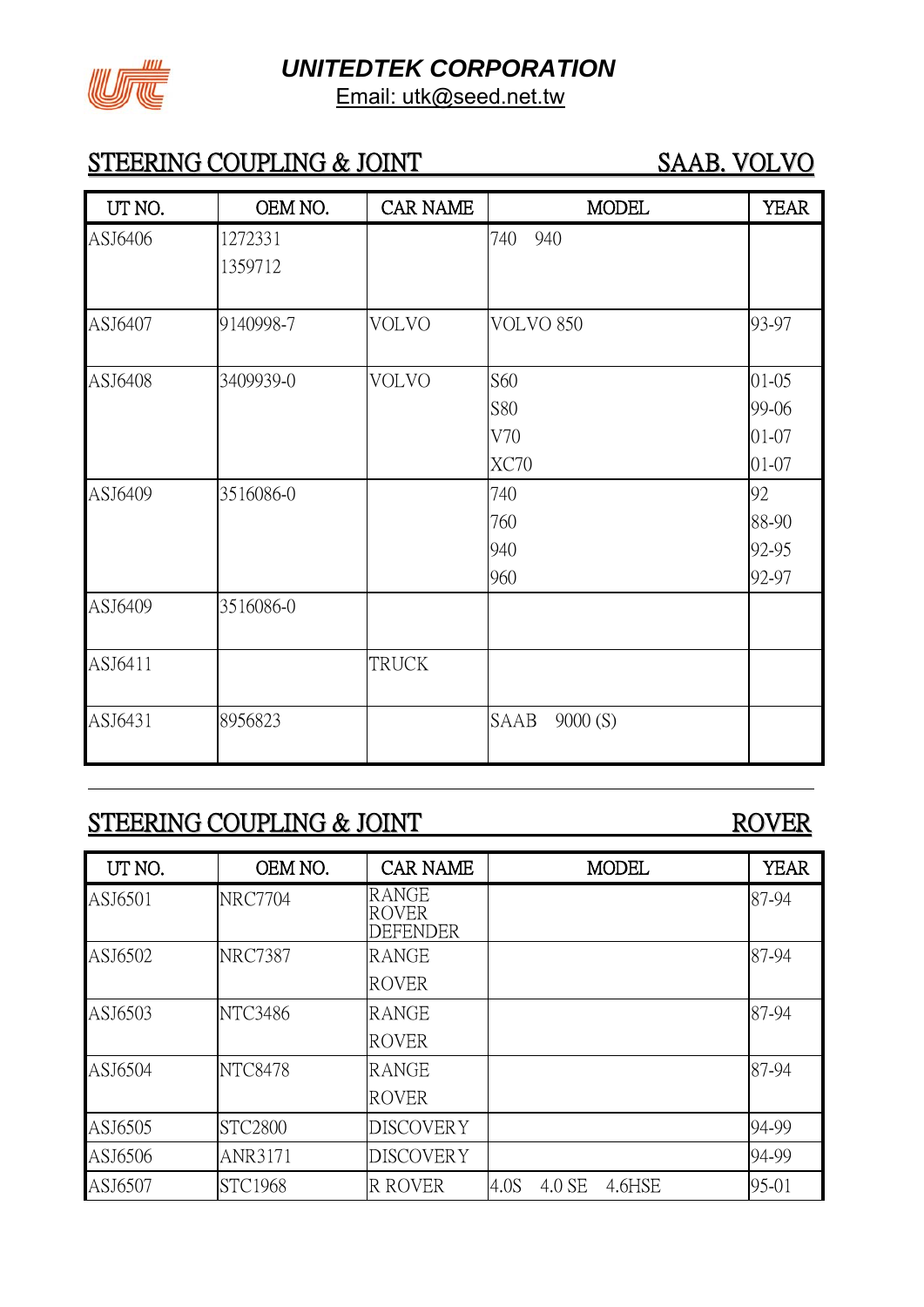**UNITEDTEK CORPORATION**

Email: utk@seed.net.tw

## STEERING COUPLING & JOINT — SAAB. VOLVO

| UT NO. | OEM NO. | CAR NAME | MODEL | YEAR |
|---|---|---|---|---|
| ASJ6406 | 1272331<br>1359712 | | 740 940 | |
| ASJ6407 | 9140998-7 | VOLVO | VOLVO 850 | 93-97 |
| ASJ6408 | 3409939-0 | VOLVO | S60<br>S80<br>V70<br>XC70 | 01-05<br>99-06<br>01-07<br>01-07 |
| ASJ6409 | 3516086-0 | | 740<br>760<br>940<br>960 | 92<br>88-90<br>92-95<br>92-97 |
| ASJ6409 | 3516086-0 | | | |
| ASJ6411 | | TRUCK | | |
| ASJ6431 | 8956823 | | SAAB 9000 (S) | |

## STEERING COUPLING & JOINT — ROVER

| UT NO. | OEM NO. | CAR NAME | MODEL | YEAR |
|---|---|---|---|---|
| ASJ6501 | NRC7704 | RANGE ROVER DEFENDER | | 87-94 |
| ASJ6502 | NRC7387 | RANGE ROVER | | 87-94 |
| ASJ6503 | NTC3486 | RANGE ROVER | | 87-94 |
| ASJ6504 | NTC8478 | RANGE ROVER | | 87-94 |
| ASJ6505 | STC2800 | DISCOVERY | | 94-99 |
| ASJ6506 | ANR3171 | DISCOVERY | | 94-99 |
| ASJ6507 | STC1968 | R ROVER | 4.0S 4.0 SE 4.6HSE | 95-01 |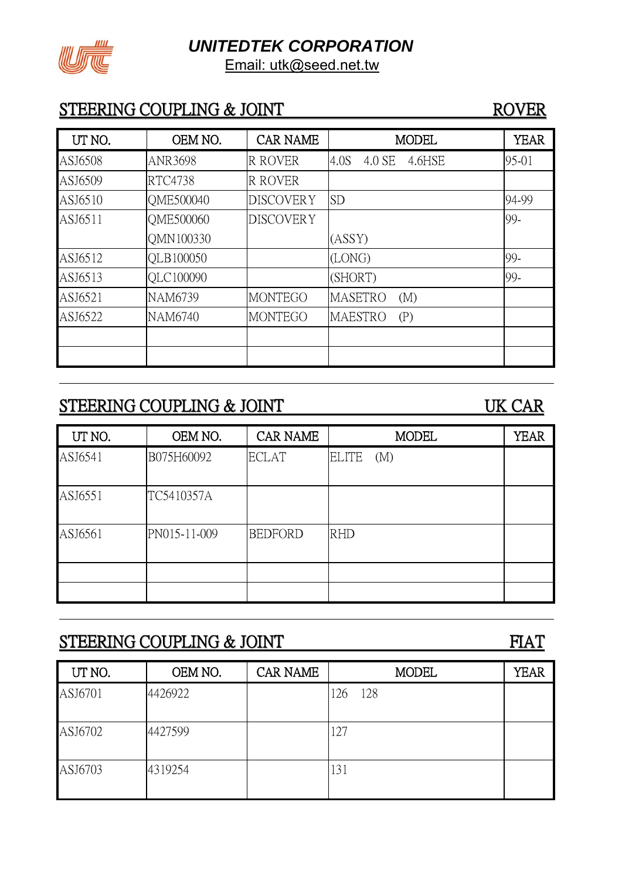# UNITEDTEK CORPORATION

Email: utk@seed.net.tw

## STEERING COUPLING & JOINT — ROVER

| UT NO. | OEM NO. | CAR NAME | MODEL | YEAR |
|---|---|---|---|---|
| ASJ6508 | ANR3698 | R ROVER | 4.0S 4.0 SE 4.6HSE | 95-01 |
| ASJ6509 | RTC4738 | R ROVER | | |
| ASJ6510 | QME500040 | DISCOVERY | SD | 94-99 |
| ASJ6511 | QME500060<br>QMN100330 | DISCOVERY | (ASSY) | 99- |
| ASJ6512 | QLB100050 | | (LONG) | 99- |
| ASJ6513 | QLC100090 | | (SHORT) | 99- |
| ASJ6521 | NAM6739 | MONTEGO | MASETRO (M) | |
| ASJ6522 | NAM6740 | MONTEGO | MAESTRO (P) | |
| | | | | |
| | | | | |

## STEERING COUPLING & JOINT — UK CAR

| UT NO. | OEM NO. | CAR NAME | MODEL | YEAR |
|---|---|---|---|---|
| ASJ6541 | B075H60092 | ECLAT | ELITE (M) | |
| ASJ6551 | TC5410357A | | | |
| ASJ6561 | PN015-11-009 | BEDFORD | RHD | |
| | | | | |
| | | | | |

## STEERING COUPLING & JOINT — FIAT

| UT NO. | OEM NO. | CAR NAME | MODEL | YEAR |
|---|---|---|---|---|
| ASJ6701 | 4426922 | | 126 128 | |
| ASJ6702 | 4427599 | | 127 | |
| ASJ6703 | 4319254 | | 131 | |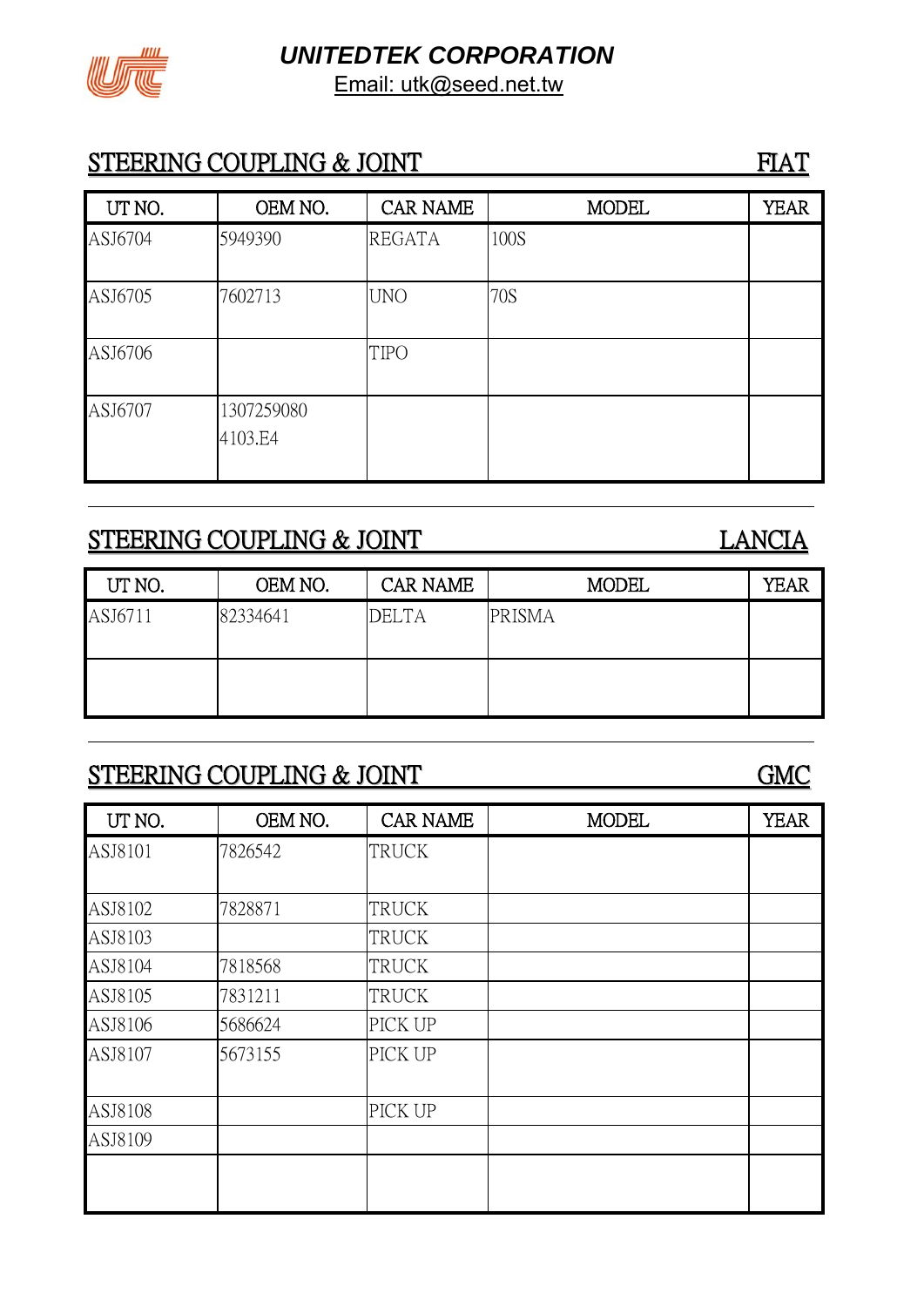**UNITEDTEK CORPORATION**

Email: utk@seed.net.tw

## STEERING COUPLING & JOINT — FIAT

| UT NO. | OEM NO. | CAR NAME | MODEL | YEAR |
|---|---|---|---|---|
| ASJ6704 | 5949390 | REGATA | 100S | |
| ASJ6705 | 7602713 | UNO | 70S | |
| ASJ6706 | | TIPO | | |
| ASJ6707 | 1307259080<br>4103.E4 | | | |

## STEERING COUPLING & JOINT — LANCIA

| UT NO. | OEM NO. | CAR NAME | MODEL | YEAR |
|---|---|---|---|---|
| ASJ6711 | 82334641 | DELTA | PRISMA | |
| | | | | |

## STEERING COUPLING & JOINT — GMC

| UT NO. | OEM NO. | CAR NAME | MODEL | YEAR |
|---|---|---|---|---|
| ASJ8101 | 7826542 | TRUCK | | |
| ASJ8102 | 7828871 | TRUCK | | |
| ASJ8103 | | TRUCK | | |
| ASJ8104 | 7818568 | TRUCK | | |
| ASJ8105 | 7831211 | TRUCK | | |
| ASJ8106 | 5686624 | PICK UP | | |
| ASJ8107 | 5673155 | PICK UP | | |
| ASJ8108 | | PICK UP | | |
| ASJ8109 | | | | |
| | | | | |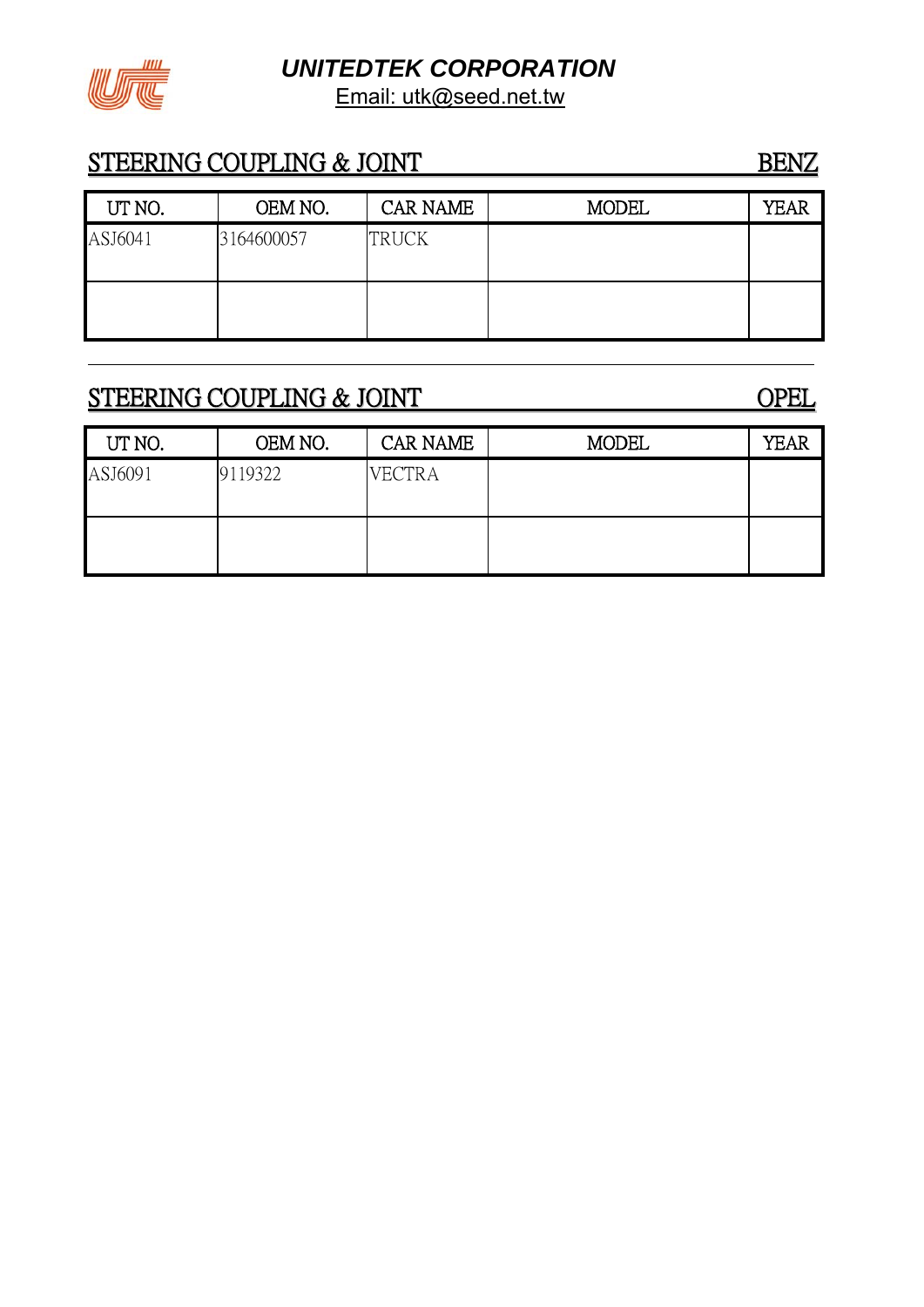**UNITEDTEK CORPORATION**

Email: utk@seed.net.tw

## STEERING COUPLING & JOINT — BENZ

| UT NO. | OEM NO. | CAR NAME | MODEL | YEAR |
|---|---|---|---|---|
| ASJ6041 | 3164600057 | TRUCK | | |
| | | | | |

## STEERING COUPLING & JOINT — OPEL

| UT NO. | OEM NO. | CAR NAME | MODEL | YEAR |
|---|---|---|---|---|
| ASJ6091 | 9119322 | VECTRA | | |
| | | | | |